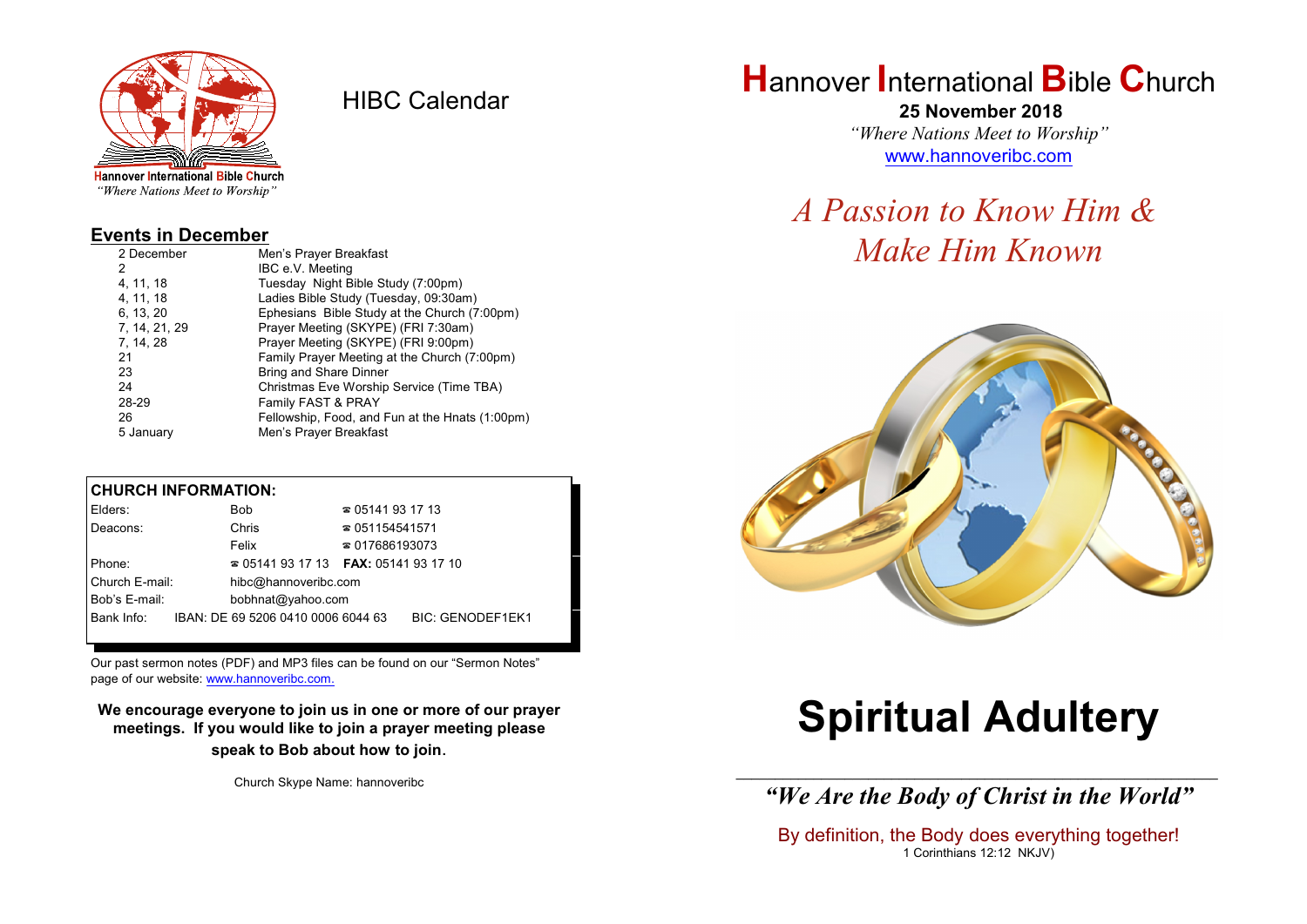Hannover International Bible Church
*"Where Nations Meet to Worship"*

# HIBC Calendar

## Events in December

| Date | Event |
|---|---|
| 2 December | Men's Prayer Breakfast |
| 2 | IBC e.V. Meeting |
| 4, 11, 18 | Tuesday Night Bible Study (7:00pm) |
| 4, 11, 18 | Ladies Bible Study (Tuesday, 09:30am) |
| 6, 13, 20 | Ephesians Bible Study at the Church (7:00pm) |
| 7, 14, 21, 29 | Prayer Meeting (SKYPE) (FRI 7:30am) |
| 7, 14, 28 | Prayer Meeting (SKYPE) (FRI 9:00pm) |
| 21 | Family Prayer Meeting at the Church (7:00pm) |
| 23 | Bring and Share Dinner |
| 24 | Christmas Eve Worship Service (Time TBA) |
| 28-29 | Family FAST & PRAY |
| 26 | Fellowship, Food, and Fun at the Hnats (1:00pm) |
| 5 January | Men's Prayer Breakfast |

**CHURCH INFORMATION:**

| | | |
|---|---|---|
| Elders: | Bob | ☎ 05141 93 17 13 |
| Deacons: | Chris | ☎ 051154541571 |
| | Felix | ☎ 017686193073 |
| Phone: | ☎ 05141 93 17 13 | **FAX:** 05141 93 17 10 |
| Church E-mail: | hibc@hannoveribc.com | |
| Bob's E-mail: | bobhnat@yahoo.com | |
| Bank Info: | IBAN: DE 69 5206 0410 0006 6044 63 | BIC: GENODEF1EK1 |

Our past sermon notes (PDF) and MP3 files can be found on our "Sermon Notes" page of our website: www.hannoveribc.com.

**We encourage everyone to join us in one or more of our prayer meetings. If you would like to join a prayer meeting please speak to Bob about how to join.**

Church Skype Name: hannoveribc

# Hannover International Bible Church

**25 November 2018**

*"Where Nations Meet to Worship"*

www.hannoveribc.com

## *A Passion to Know Him & Make Him Known*

# Spiritual Adultery

***"We Are the Body of Christ in the World"***

By definition, the Body does everything together!
1 Corinthians 12:12 NKJV)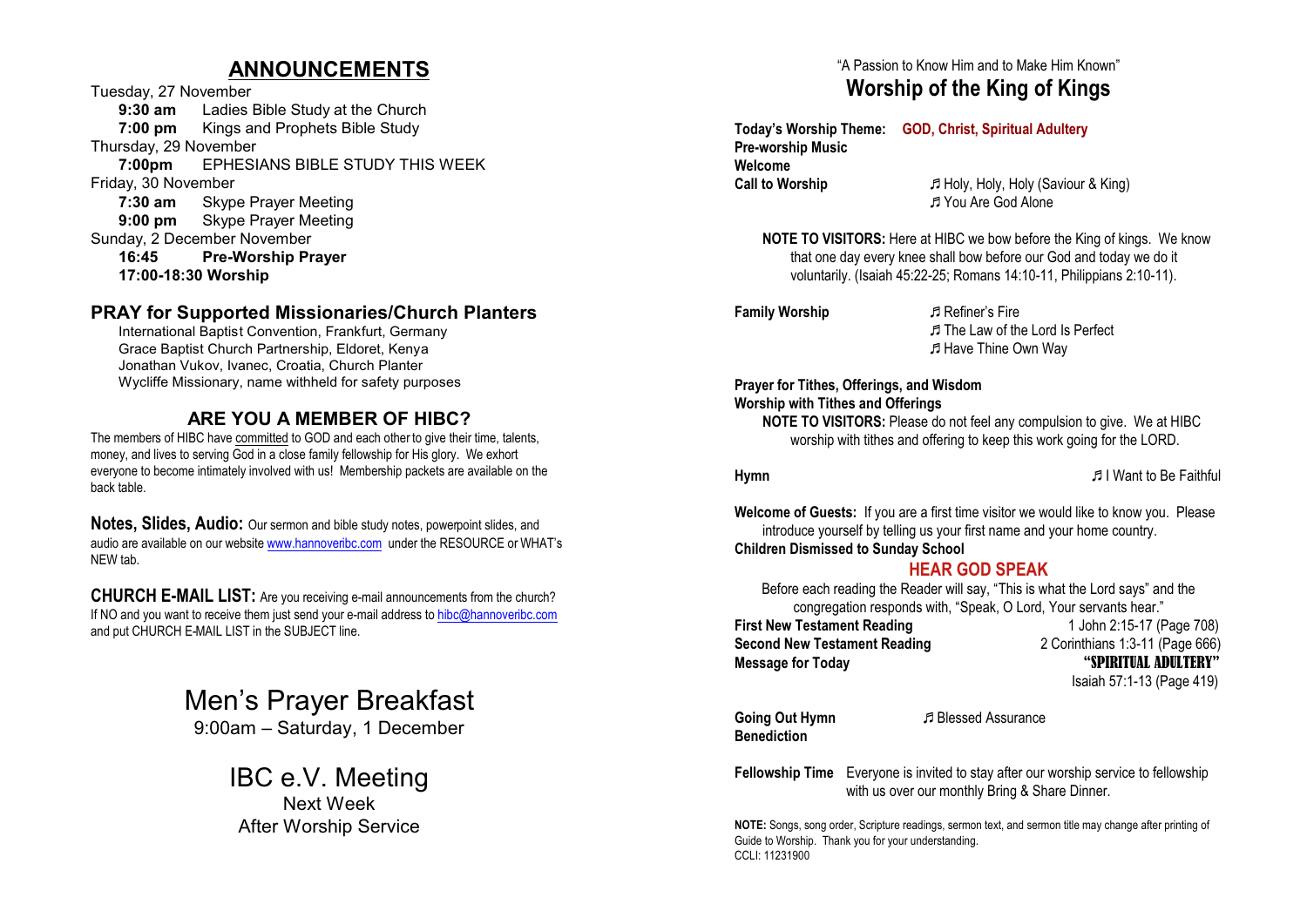## ANNOUNCEMENTS

Tuesday, 27 November

**9:30 am** Ladies Bible Study at the Church

**7:00 pm** Kings and Prophets Bible Study

Thursday, 29 November

**7:00pm** EPHESIANS BIBLE STUDY THIS WEEK

Friday, 30 November

**7:30 am** Skype Prayer Meeting

**9:00 pm** Skype Prayer Meeting

Sunday, 2 December November

**16:45 Pre-Worship Prayer**

**17:00-18:30 Worship**

### PRAY for Supported Missionaries/Church Planters

International Baptist Convention, Frankfurt, Germany
Grace Baptist Church Partnership, Eldoret, Kenya
Jonathan Vukov, Ivanec, Croatia, Church Planter
Wycliffe Missionary, name withheld for safety purposes

### ARE YOU A MEMBER OF HIBC?

The members of HIBC have committed to GOD and each other to give their time, talents, money, and lives to serving God in a close family fellowship for His glory. We exhort everyone to become intimately involved with us! Membership packets are available on the back table.

**Notes, Slides, Audio:** Our sermon and bible study notes, powerpoint slides, and audio are available on our website www.hannoveribc.com under the RESOURCE or WHAT's NEW tab.

**CHURCH E-MAIL LIST:** Are you receiving e-mail announcements from the church? If NO and you want to receive them just send your e-mail address to hibc@hannoveribc.com and put CHURCH E-MAIL LIST in the SUBJECT line.

## Men's Prayer Breakfast

9:00am – Saturday, 1 December

## IBC e.V. Meeting

Next Week
After Worship Service

---

"A Passion to Know Him and to Make Him Known"

# Worship of the King of Kings

**Today's Worship Theme:** **GOD, Christ, Spiritual Adultery**

**Pre-worship Music**

**Welcome**

**Call to Worship** ♫ Holy, Holy, Holy (Saviour & King)
♫ You Are God Alone

**NOTE TO VISITORS:** Here at HIBC we bow before the King of kings. We know that one day every knee shall bow before our God and today we do it voluntarily. (Isaiah 45:22-25; Romans 14:10-11, Philippians 2:10-11).

**Family Worship** ♫ Refiner's Fire
♫ The Law of the Lord Is Perfect
♫ Have Thine Own Way

**Prayer for Tithes, Offerings, and Wisdom**

**Worship with Tithes and Offerings**

**NOTE TO VISITORS:** Please do not feel any compulsion to give. We at HIBC worship with tithes and offering to keep this work going for the LORD.

**Hymn** ♫ I Want to Be Faithful

**Welcome of Guests:** If you are a first time visitor we would like to know you. Please introduce yourself by telling us your first name and your home country.

**Children Dismissed to Sunday School**

### HEAR GOD SPEAK

Before each reading the Reader will say, "This is what the Lord says" and the congregation responds with, "Speak, O Lord, Your servants hear."

**First New Testament Reading** 1 John 2:15-17 (Page 708)

**Second New Testament Reading** 2 Corinthians 1:3-11 (Page 666)

**Message for Today** **"SPIRITUAL ADULTERY"**
Isaiah 57:1-13 (Page 419)

**Going Out Hymn** ♫ Blessed Assurance

**Benediction**

**Fellowship Time** Everyone is invited to stay after our worship service to fellowship with us over our monthly Bring & Share Dinner.

**NOTE:** Songs, song order, Scripture readings, sermon text, and sermon title may change after printing of Guide to Worship. Thank you for your understanding.
CCLI: 11231900